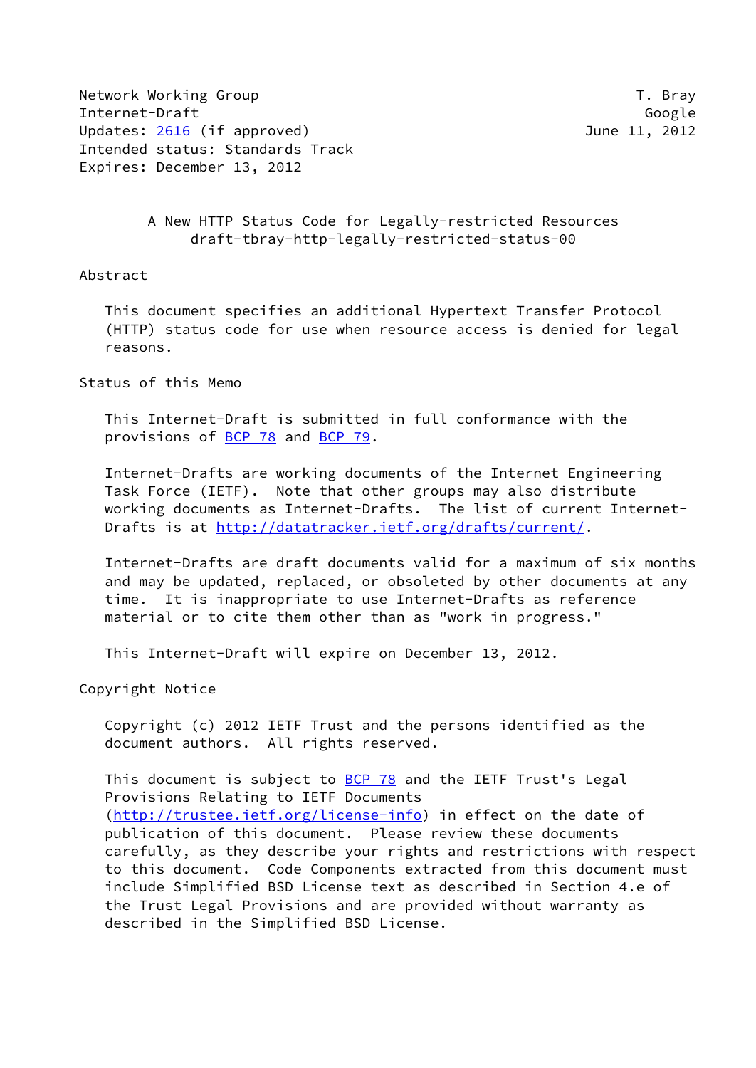Network Working Group T. Bray
Internet-Draft Google
Updates: 2616 (if approved) June 11, 2012
Intended status: Standards Track
Expires: December 13, 2012

# A New HTTP Status Code for Legally-restricted Resources
## draft-tbray-http-legally-restricted-status-00

## Abstract

This document specifies an additional Hypertext Transfer Protocol (HTTP) status code for use when resource access is denied for legal reasons.

## Status of this Memo

This Internet-Draft is submitted in full conformance with the provisions of BCP 78 and BCP 79.

Internet-Drafts are working documents of the Internet Engineering Task Force (IETF). Note that other groups may also distribute working documents as Internet-Drafts. The list of current Internet-Drafts is at http://datatracker.ietf.org/drafts/current/.

Internet-Drafts are draft documents valid for a maximum of six months and may be updated, replaced, or obsoleted by other documents at any time. It is inappropriate to use Internet-Drafts as reference material or to cite them other than as "work in progress."

This Internet-Draft will expire on December 13, 2012.

## Copyright Notice

Copyright (c) 2012 IETF Trust and the persons identified as the document authors. All rights reserved.

This document is subject to BCP 78 and the IETF Trust's Legal Provisions Relating to IETF Documents (http://trustee.ietf.org/license-info) in effect on the date of publication of this document. Please review these documents carefully, as they describe your rights and restrictions with respect to this document. Code Components extracted from this document must include Simplified BSD License text as described in Section 4.e of the Trust Legal Provisions and are provided without warranty as described in the Simplified BSD License.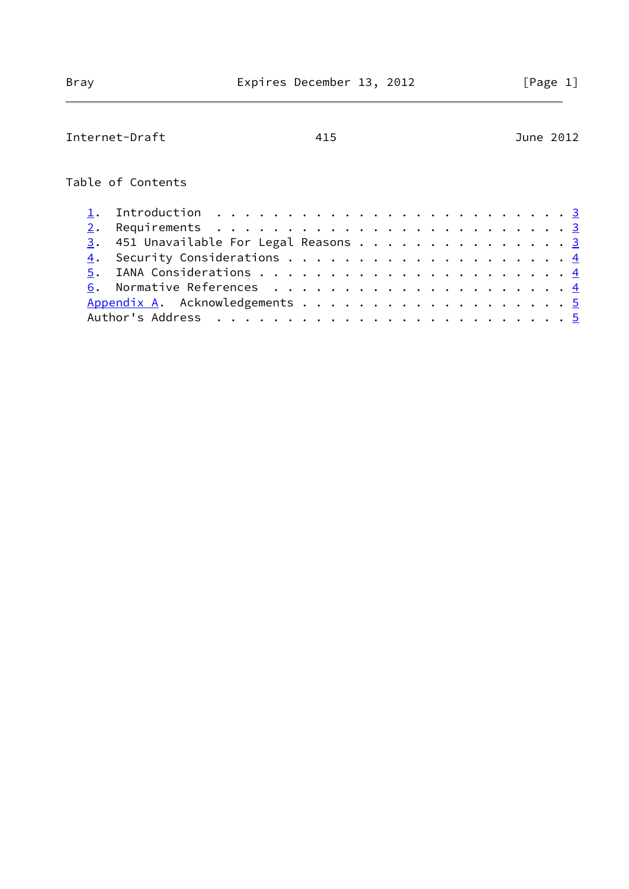# Table of Contents

1. Introduction . . . . . . . . . . . . . . . . . . . . . . . . 3
2. Requirements . . . . . . . . . . . . . . . . . . . . . . . . 3
3. 451 Unavailable For Legal Reasons . . . . . . . . . . . . . . 3
4. Security Considerations . . . . . . . . . . . . . . . . . . . 4
5. IANA Considerations . . . . . . . . . . . . . . . . . . . . . 4
6. Normative References . . . . . . . . . . . . . . . . . . . . 4

Appendix A. Acknowledgements . . . . . . . . . . . . . . . . . . 5

Author's Address . . . . . . . . . . . . . . . . . . . . . . . . 5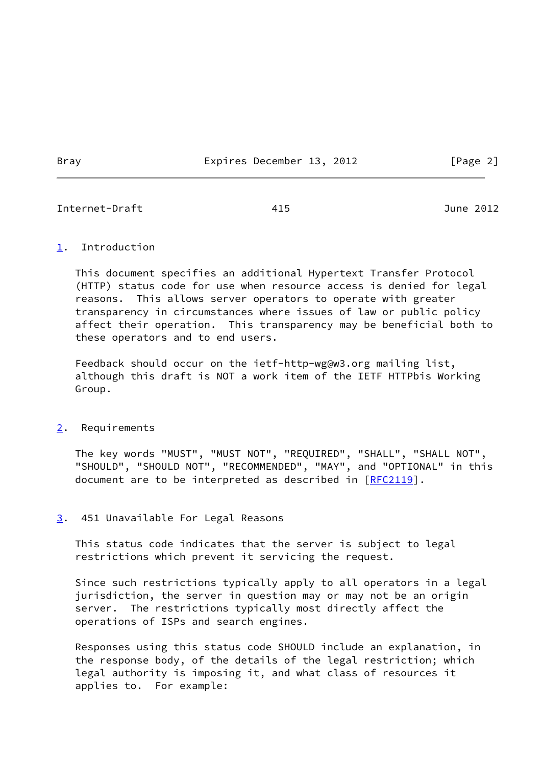## 1. Introduction

This document specifies an additional Hypertext Transfer Protocol (HTTP) status code for use when resource access is denied for legal reasons. This allows server operators to operate with greater transparency in circumstances where issues of law or public policy affect their operation. This transparency may be beneficial both to these operators and to end users.

Feedback should occur on the ietf-http-wg@w3.org mailing list, although this draft is NOT a work item of the IETF HTTPbis Working Group.

## 2. Requirements

The key words "MUST", "MUST NOT", "REQUIRED", "SHALL", "SHALL NOT", "SHOULD", "SHOULD NOT", "RECOMMENDED", "MAY", and "OPTIONAL" in this document are to be interpreted as described in [RFC2119].

## 3. 451 Unavailable For Legal Reasons

This status code indicates that the server is subject to legal restrictions which prevent it servicing the request.

Since such restrictions typically apply to all operators in a legal jurisdiction, the server in question may or may not be an origin server. The restrictions typically most directly affect the operations of ISPs and search engines.

Responses using this status code SHOULD include an explanation, in the response body, of the details of the legal restriction; which legal authority is imposing it, and what class of resources it applies to. For example: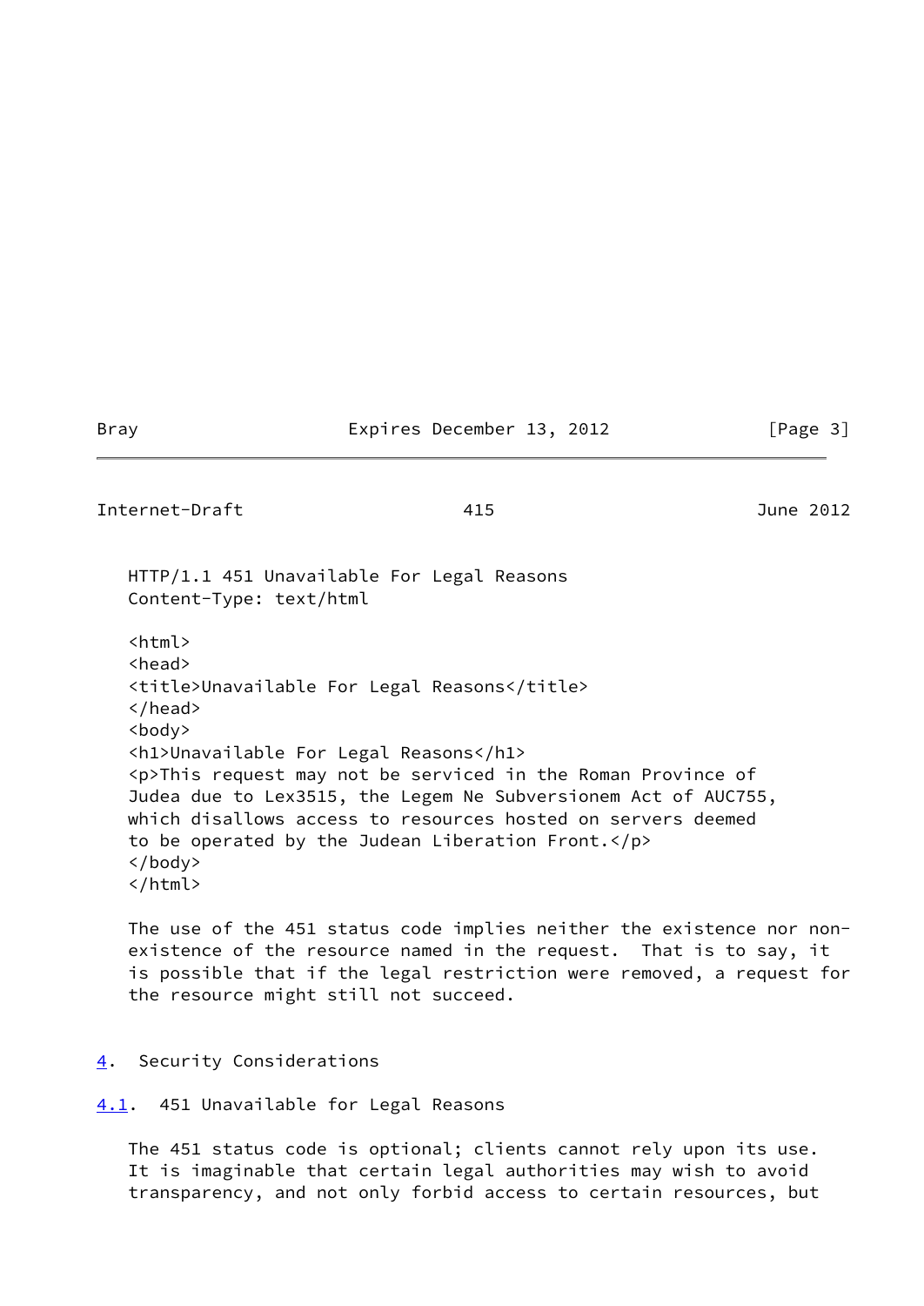```
HTTP/1.1 451 Unavailable For Legal Reasons
Content-Type: text/html

<html>
<head>
<title>Unavailable For Legal Reasons</title>
</head>
<body>
<h1>Unavailable For Legal Reasons</h1>
<p>This request may not be serviced in the Roman Province of
Judea due to Lex3515, the Legem Ne Subversionem Act of AUC755,
which disallows access to resources hosted on servers deemed
to be operated by the Judean Liberation Front.</p>
</body>
</html>
```

The use of the 451 status code implies neither the existence nor non-existence of the resource named in the request. That is to say, it is possible that if the legal restriction were removed, a request for the resource might still not succeed.

## 4. Security Considerations

### 4.1. 451 Unavailable for Legal Reasons

The 451 status code is optional; clients cannot rely upon its use. It is imaginable that certain legal authorities may wish to avoid transparency, and not only forbid access to certain resources, but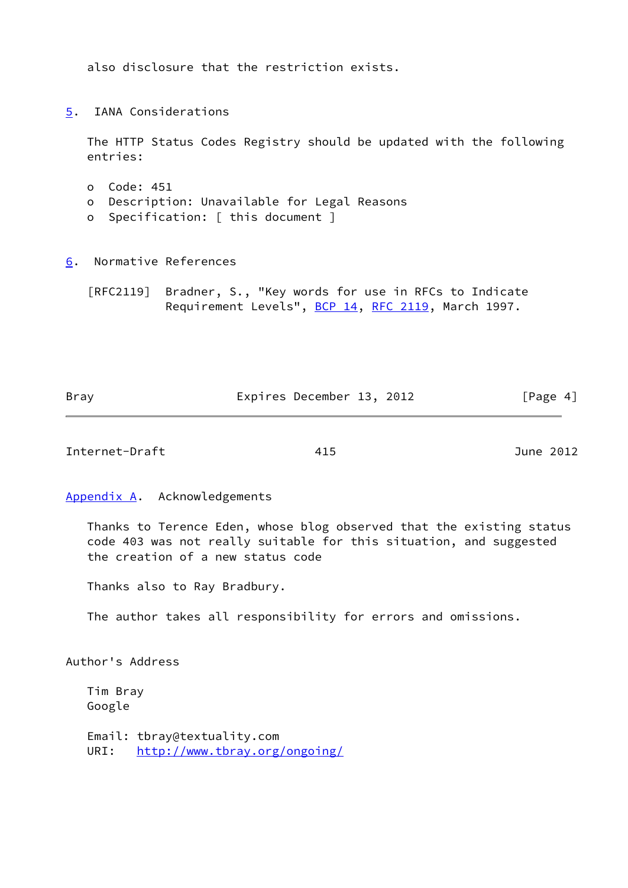also disclosure that the restriction exists.

## 5. IANA Considerations

The HTTP Status Codes Registry should be updated with the following entries:

- Code: 451
- Description: Unavailable for Legal Reasons
- Specification: [ this document ]

## 6. Normative References

[RFC2119] Bradner, S., "Key words for use in RFCs to Indicate Requirement Levels", BCP 14, RFC 2119, March 1997.

## Appendix A. Acknowledgements

Thanks to Terence Eden, whose blog observed that the existing status code 403 was not really suitable for this situation, and suggested the creation of a new status code

Thanks also to Ray Bradbury.

The author takes all responsibility for errors and omissions.

## Author's Address

Tim Bray
Google

Email: tbray@textuality.com
URI: http://www.tbray.org/ongoing/